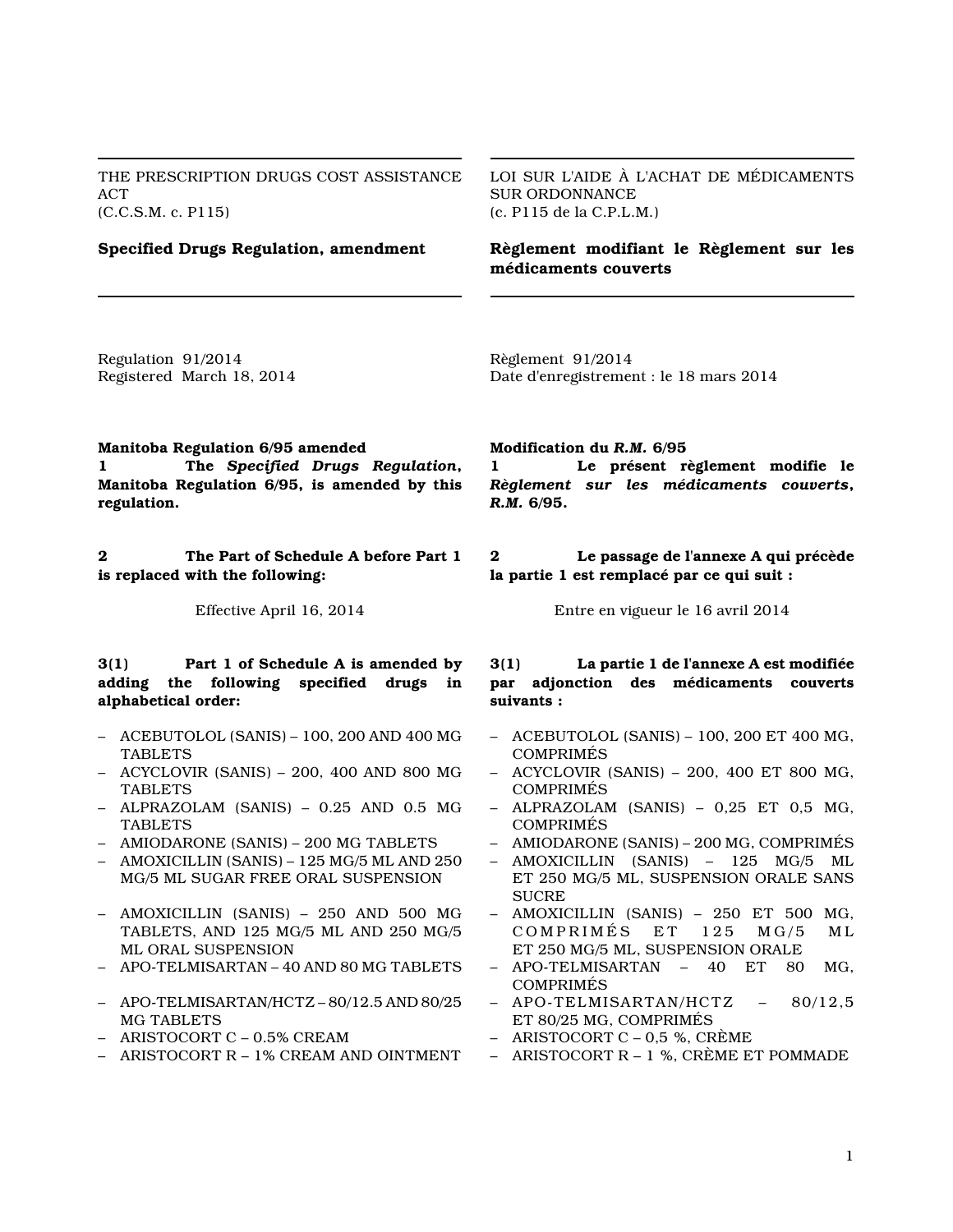THE PRESCRIPTION DRUGS COST ASSISTANCE ACT
(C.C.S.M. c. P115)

**Specified Drugs Regulation, amendment**

Regulation 91/2014
Registered March 18, 2014

**Manitoba Regulation 6/95 amended**

**1** **The *Specified Drugs Regulation*, Manitoba Regulation 6/95, is amended by this regulation.**

**2** **The Part of Schedule A before Part 1 is replaced with the following:**

Effective April 16, 2014

**3(1)** **Part 1 of Schedule A is amended by adding the following specified drugs in alphabetical order:**

- ACEBUTOLOL (SANIS) – 100, 200 AND 400 MG TABLETS
- ACYCLOVIR (SANIS) – 200, 400 AND 800 MG TABLETS
- ALPRAZOLAM (SANIS) – 0.25 AND 0.5 MG TABLETS
- AMIODARONE (SANIS) – 200 MG TABLETS
- AMOXICILLIN (SANIS) – 125 MG/5 ML AND 250 MG/5 ML SUGAR FREE ORAL SUSPENSION
- AMOXICILLIN (SANIS) – 250 AND 500 MG TABLETS, AND 125 MG/5 ML AND 250 MG/5 ML ORAL SUSPENSION
- APO-TELMISARTAN – 40 AND 80 MG TABLETS
- APO-TELMISARTAN/HCTZ – 80/12.5 AND 80/25 MG TABLETS
- ARISTOCORT C – 0.5% CREAM
- ARISTOCORT R – 1% CREAM AND OINTMENT

LOI SUR L'AIDE À L'ACHAT DE MÉDICAMENTS SUR ORDONNANCE
(c. P115 de la C.P.L.M.)

**Règlement modifiant le Règlement sur les médicaments couverts**

Règlement 91/2014
Date d'enregistrement : le 18 mars 2014

**Modification du *R.M.* 6/95**

**1** **Le présent règlement modifie le *Règlement sur les médicaments couverts*, *R.M.* 6/95.**

**2** **Le passage de l'annexe A qui précède la partie 1 est remplacé par ce qui suit :**

Entre en vigueur le 16 avril 2014

**3(1)** **La partie 1 de l'annexe A est modifiée par adjonction des médicaments couverts suivants :**

- ACEBUTOLOL (SANIS) – 100, 200 ET 400 MG, COMPRIMÉS
- ACYCLOVIR (SANIS) – 200, 400 ET 800 MG, COMPRIMÉS
- ALPRAZOLAM (SANIS) – 0,25 ET 0,5 MG, COMPRIMÉS
- AMIODARONE (SANIS) – 200 MG, COMPRIMÉS
- AMOXICILLIN (SANIS) – 125 MG/5 ML ET 250 MG/5 ML, SUSPENSION ORALE SANS SUCRE
- AMOXICILLIN (SANIS) – 250 ET 500 MG, COMPRIMÉS ET 125 MG/5 ML ET 250 MG/5 ML, SUSPENSION ORALE
- APO-TELMISARTAN – 40 ET 80 MG, COMPRIMÉS
- APO-TELMISARTAN/HCTZ – 80/12,5 ET 80/25 MG, COMPRIMÉS
- ARISTOCORT C – 0,5 %, CRÈME
- ARISTOCORT R – 1 %, CRÈME ET POMMADE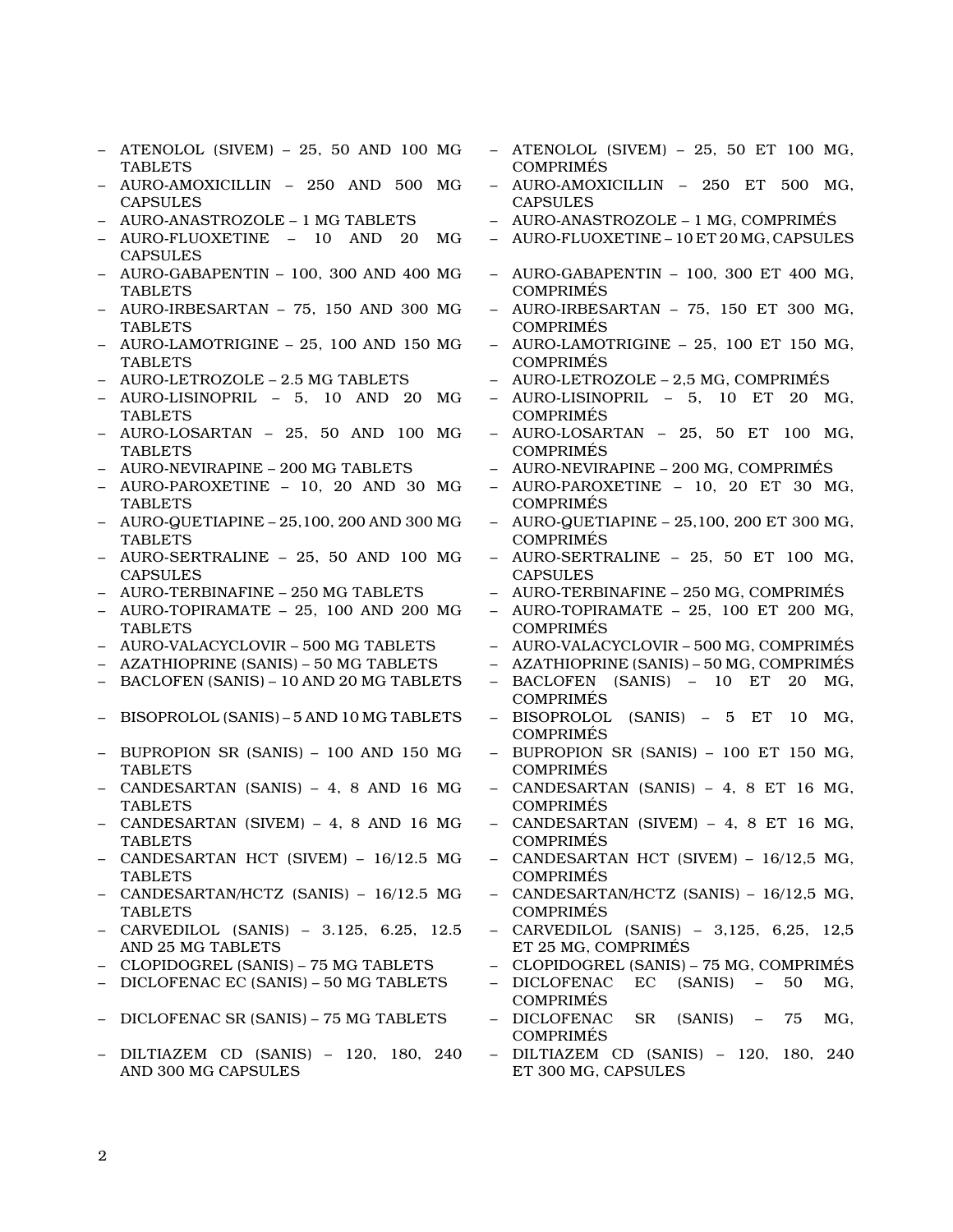- ATENOLOL (SIVEM) – 25, 50 AND 100 MG TABLETS
- AURO-AMOXICILLIN – 250 AND 500 MG CAPSULES
- AURO-ANASTROZOLE – 1 MG TABLETS
- AURO-FLUOXETINE – 10 AND 20 MG CAPSULES
- AURO-GABAPENTIN – 100, 300 AND 400 MG TABLETS
- AURO-IRBESARTAN – 75, 150 AND 300 MG TABLETS
- AURO-LAMOTRIGINE – 25, 100 AND 150 MG TABLETS
- AURO-LETROZOLE – 2.5 MG TABLETS
- AURO-LISINOPRIL – 5, 10 AND 20 MG TABLETS
- AURO-LOSARTAN – 25, 50 AND 100 MG TABLETS
- AURO-NEVIRAPINE – 200 MG TABLETS
- AURO-PAROXETINE – 10, 20 AND 30 MG TABLETS
- AURO-QUETIAPINE – 25,100, 200 AND 300 MG TABLETS
- AURO-SERTRALINE – 25, 50 AND 100 MG CAPSULES
- AURO-TERBINAFINE – 250 MG TABLETS
- AURO-TOPIRAMATE – 25, 100 AND 200 MG TABLETS
- AURO-VALACYCLOVIR – 500 MG TABLETS
- AZATHIOPRINE (SANIS) – 50 MG TABLETS
- BACLOFEN (SANIS) – 10 AND 20 MG TABLETS
- BISOPROLOL (SANIS) – 5 AND 10 MG TABLETS
- BUPROPION SR (SANIS) – 100 AND 150 MG TABLETS
- CANDESARTAN (SANIS) – 4, 8 AND 16 MG TABLETS
- CANDESARTAN (SIVEM) – 4, 8 AND 16 MG TABLETS
- CANDESARTAN HCT (SIVEM) – 16/12.5 MG TABLETS
- CANDESARTAN/HCTZ (SANIS) – 16/12.5 MG TABLETS
- CARVEDILOL (SANIS) – 3.125, 6.25, 12.5 AND 25 MG TABLETS
- CLOPIDOGREL (SANIS) – 75 MG TABLETS
- DICLOFENAC EC (SANIS) – 50 MG TABLETS
- DICLOFENAC SR (SANIS) – 75 MG TABLETS
- DILTIAZEM CD (SANIS) – 120, 180, 240 AND 300 MG CAPSULES

- ATENOLOL (SIVEM) – 25, 50 ET 100 MG, COMPRIMÉS
- AURO-AMOXICILLIN – 250 ET 500 MG, CAPSULES
- AURO-ANASTROZOLE – 1 MG, COMPRIMÉS
- AURO-FLUOXETINE – 10 ET 20 MG, CAPSULES
- AURO-GABAPENTIN – 100, 300 ET 400 MG, COMPRIMÉS
- AURO-IRBESARTAN – 75, 150 ET 300 MG, COMPRIMÉS
- AURO-LAMOTRIGINE – 25, 100 ET 150 MG, COMPRIMÉS
- AURO-LETROZOLE – 2,5 MG, COMPRIMÉS
- AURO-LISINOPRIL – 5, 10 ET 20 MG, COMPRIMÉS
- AURO-LOSARTAN – 25, 50 ET 100 MG, COMPRIMÉS
- AURO-NEVIRAPINE – 200 MG, COMPRIMÉS
- AURO-PAROXETINE – 10, 20 ET 30 MG, COMPRIMÉS
- AURO-QUETIAPINE – 25,100, 200 ET 300 MG, COMPRIMÉS
- AURO-SERTRALINE – 25, 50 ET 100 MG, CAPSULES
- AURO-TERBINAFINE – 250 MG, COMPRIMÉS
- AURO-TOPIRAMATE – 25, 100 ET 200 MG, COMPRIMÉS
- AURO-VALACYCLOVIR – 500 MG, COMPRIMÉS
- AZATHIOPRINE (SANIS) – 50 MG, COMPRIMÉS
- BACLOFEN (SANIS) – 10 ET 20 MG, COMPRIMÉS
- BISOPROLOL (SANIS) – 5 ET 10 MG, COMPRIMÉS
- BUPROPION SR (SANIS) – 100 ET 150 MG, COMPRIMÉS
- CANDESARTAN (SANIS) – 4, 8 ET 16 MG, COMPRIMÉS
- CANDESARTAN (SIVEM) – 4, 8 ET 16 MG, COMPRIMÉS
- CANDESARTAN HCT (SIVEM) – 16/12,5 MG, COMPRIMÉS
- CANDESARTAN/HCTZ (SANIS) – 16/12,5 MG, COMPRIMÉS
- CARVEDILOL (SANIS) – 3,125, 6,25, 12,5 ET 25 MG, COMPRIMÉS
- CLOPIDOGREL (SANIS) – 75 MG, COMPRIMÉS
- DICLOFENAC EC (SANIS) – 50 MG, COMPRIMÉS
- DICLOFENAC SR (SANIS) – 75 MG, COMPRIMÉS
- DILTIAZEM CD (SANIS) – 120, 180, 240 ET 300 MG, CAPSULES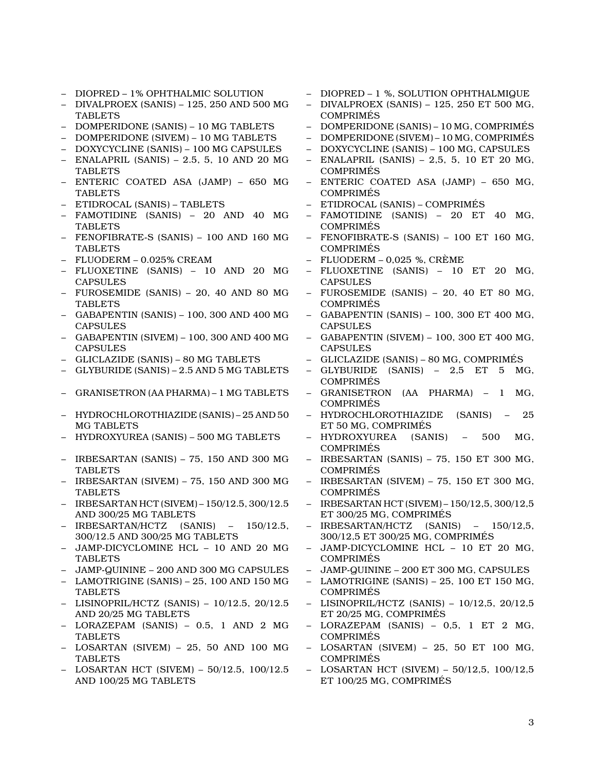- DIOPRED – 1% OPHTHALMIC SOLUTION
- DIVALPROEX (SANIS) – 125, 250 AND 500 MG TABLETS
- DOMPERIDONE (SANIS) – 10 MG TABLETS
- DOMPERIDONE (SIVEM) – 10 MG TABLETS
- DOXYCYCLINE (SANIS) – 100 MG CAPSULES
- ENALAPRIL (SANIS) – 2.5, 5, 10 AND 20 MG TABLETS
- ENTERIC COATED ASA (JAMP) – 650 MG TABLETS
- ETIDROCAL (SANIS) – TABLETS
- FAMOTIDINE (SANIS) – 20 AND 40 MG TABLETS
- FENOFIBRATE-S (SANIS) – 100 AND 160 MG TABLETS
- FLUODERM – 0.025% CREAM
- FLUOXETINE (SANIS) – 10 AND 20 MG CAPSULES
- FUROSEMIDE (SANIS) – 20, 40 AND 80 MG TABLETS
- GABAPENTIN (SANIS) – 100, 300 AND 400 MG CAPSULES
- GABAPENTIN (SIVEM) – 100, 300 AND 400 MG CAPSULES
- GLICLAZIDE (SANIS) – 80 MG TABLETS
- GLYBURIDE (SANIS) – 2.5 AND 5 MG TABLETS
- GRANISETRON (AA PHARMA) – 1 MG TABLETS
- HYDROCHLOROTHIAZIDE (SANIS) – 25 AND 50 MG TABLETS
- HYDROXYUREA (SANIS) – 500 MG TABLETS
- IRBESARTAN (SANIS) – 75, 150 AND 300 MG TABLETS
- IRBESARTAN (SIVEM) – 75, 150 AND 300 MG TABLETS
- IRBESARTAN HCT (SIVEM) – 150/12.5, 300/12.5 AND 300/25 MG TABLETS
- IRBESARTAN/HCTZ (SANIS) – 150/12.5, 300/12.5 AND 300/25 MG TABLETS
- JAMP-DICYCLOMINE HCL – 10 AND 20 MG TABLETS
- JAMP-QUININE – 200 AND 300 MG CAPSULES
- LAMOTRIGINE (SANIS) – 25, 100 AND 150 MG TABLETS
- LISINOPRIL/HCTZ (SANIS) – 10/12.5, 20/12.5 AND 20/25 MG TABLETS
- LORAZEPAM (SANIS) – 0.5, 1 AND 2 MG TABLETS
- LOSARTAN (SIVEM) – 25, 50 AND 100 MG TABLETS
- LOSARTAN HCT (SIVEM) – 50/12.5, 100/12.5 AND 100/25 MG TABLETS

- DIOPRED – 1 %, SOLUTION OPHTHALMIQUE
- DIVALPROEX (SANIS) – 125, 250 ET 500 MG, COMPRIMÉS
- DOMPERIDONE (SANIS) – 10 MG, COMPRIMÉS
- DOMPERIDONE (SIVEM) – 10 MG, COMPRIMÉS
- DOXYCYCLINE (SANIS) – 100 MG, CAPSULES
- ENALAPRIL (SANIS) – 2,5, 5, 10 ET 20 MG, COMPRIMÉS
- ENTERIC COATED ASA (JAMP) – 650 MG, COMPRIMÉS
- ETIDROCAL (SANIS) – COMPRIMÉS
- FAMOTIDINE (SANIS) – 20 ET 40 MG, COMPRIMÉS
- FENOFIBRATE-S (SANIS) – 100 ET 160 MG, COMPRIMÉS
- FLUODERM – 0,025 %, CRÈME
- FLUOXETINE (SANIS) – 10 ET 20 MG, CAPSULES
- FUROSEMIDE (SANIS) – 20, 40 ET 80 MG, COMPRIMÉS
- GABAPENTIN (SANIS) – 100, 300 ET 400 MG, CAPSULES
- GABAPENTIN (SIVEM) – 100, 300 ET 400 MG, CAPSULES
- GLICLAZIDE (SANIS) – 80 MG, COMPRIMÉS
- GLYBURIDE (SANIS) – 2,5 ET 5 MG, COMPRIMÉS
- GRANISETRON (AA PHARMA) – 1 MG, COMPRIMÉS
- HYDROCHLOROTHIAZIDE (SANIS) – 25 ET 50 MG, COMPRIMÉS
- HYDROXYUREA (SANIS) – 500 MG, COMPRIMÉS
- IRBESARTAN (SANIS) – 75, 150 ET 300 MG, COMPRIMÉS
- IRBESARTAN (SIVEM) – 75, 150 ET 300 MG, COMPRIMÉS
- IRBESARTAN HCT (SIVEM) – 150/12,5, 300/12,5 ET 300/25 MG, COMPRIMÉS
- IRBESARTAN/HCTZ (SANIS) – 150/12,5, 300/12,5 ET 300/25 MG, COMPRIMÉS
- JAMP-DICYCLOMINE HCL – 10 ET 20 MG, COMPRIMÉS
- JAMP-QUININE – 200 ET 300 MG, CAPSULES
- LAMOTRIGINE (SANIS) – 25, 100 ET 150 MG, COMPRIMÉS
- LISINOPRIL/HCTZ (SANIS) – 10/12,5, 20/12,5 ET 20/25 MG, COMPRIMÉS
- LORAZEPAM (SANIS) – 0,5, 1 ET 2 MG, COMPRIMÉS
- LOSARTAN (SIVEM) – 25, 50 ET 100 MG, COMPRIMÉS
- LOSARTAN HCT (SIVEM) – 50/12,5, 100/12,5 ET 100/25 MG, COMPRIMÉS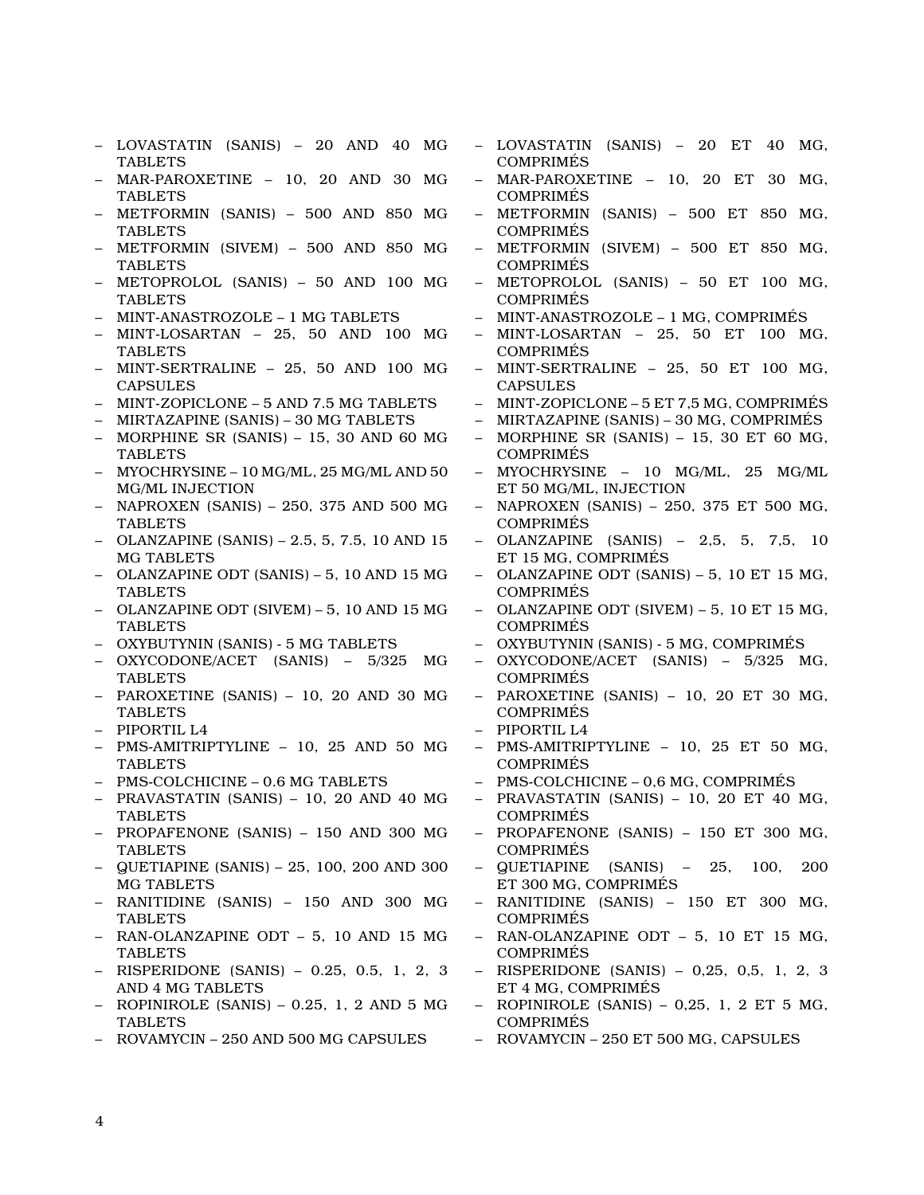- LOVASTATIN (SANIS) – 20 AND 40 MG TABLETS
- MAR-PAROXETINE – 10, 20 AND 30 MG TABLETS
- METFORMIN (SANIS) – 500 AND 850 MG TABLETS
- METFORMIN (SIVEM) – 500 AND 850 MG TABLETS
- METOPROLOL (SANIS) – 50 AND 100 MG TABLETS
- MINT-ANASTROZOLE – 1 MG TABLETS
- MINT-LOSARTAN – 25, 50 AND 100 MG TABLETS
- MINT-SERTRALINE – 25, 50 AND 100 MG CAPSULES
- MINT-ZOPICLONE – 5 AND 7.5 MG TABLETS
- MIRTAZAPINE (SANIS) – 30 MG TABLETS
- MORPHINE SR (SANIS) – 15, 30 AND 60 MG TABLETS
- MYOCHRYSINE – 10 MG/ML, 25 MG/ML AND 50 MG/ML INJECTION
- NAPROXEN (SANIS) – 250, 375 AND 500 MG TABLETS
- OLANZAPINE (SANIS) – 2.5, 5, 7.5, 10 AND 15 MG TABLETS
- OLANZAPINE ODT (SANIS) – 5, 10 AND 15 MG TABLETS
- OLANZAPINE ODT (SIVEM) – 5, 10 AND 15 MG TABLETS
- OXYBUTYNIN (SANIS) - 5 MG TABLETS
- OXYCODONE/ACET (SANIS) – 5/325 MG TABLETS
- PAROXETINE (SANIS) – 10, 20 AND 30 MG TABLETS
- PIPORTIL L4
- PMS-AMITRIPTYLINE – 10, 25 AND 50 MG TABLETS
- PMS-COLCHICINE – 0.6 MG TABLETS
- PRAVASTATIN (SANIS) – 10, 20 AND 40 MG TABLETS
- PROPAFENONE (SANIS) – 150 AND 300 MG TABLETS
- QUETIAPINE (SANIS) – 25, 100, 200 AND 300 MG TABLETS
- RANITIDINE (SANIS) – 150 AND 300 MG TABLETS
- RAN-OLANZAPINE ODT – 5, 10 AND 15 MG TABLETS
- RISPERIDONE (SANIS) – 0.25, 0.5, 1, 2, 3 AND 4 MG TABLETS
- ROPINIROLE (SANIS) – 0.25, 1, 2 AND 5 MG TABLETS
- ROVAMYCIN – 250 AND 500 MG CAPSULES

- LOVASTATIN (SANIS) – 20 ET 40 MG, COMPRIMÉS
- MAR-PAROXETINE – 10, 20 ET 30 MG, COMPRIMÉS
- METFORMIN (SANIS) – 500 ET 850 MG, COMPRIMÉS
- METFORMIN (SIVEM) – 500 ET 850 MG, COMPRIMÉS
- METOPROLOL (SANIS) – 50 ET 100 MG, COMPRIMÉS
- MINT-ANASTROZOLE – 1 MG, COMPRIMÉS
- MINT-LOSARTAN – 25, 50 ET 100 MG, COMPRIMÉS
- MINT-SERTRALINE – 25, 50 ET 100 MG, CAPSULES
- MINT-ZOPICLONE – 5 ET 7,5 MG, COMPRIMÉS
- MIRTAZAPINE (SANIS) – 30 MG, COMPRIMÉS
- MORPHINE SR (SANIS) – 15, 30 ET 60 MG, COMPRIMÉS
- MYOCHRYSINE – 10 MG/ML, 25 MG/ML ET 50 MG/ML, INJECTION
- NAPROXEN (SANIS) – 250, 375 ET 500 MG, COMPRIMÉS
- OLANZAPINE (SANIS) – 2,5, 5, 7,5, 10 ET 15 MG, COMPRIMÉS
- OLANZAPINE ODT (SANIS) – 5, 10 ET 15 MG, COMPRIMÉS
- OLANZAPINE ODT (SIVEM) – 5, 10 ET 15 MG, COMPRIMÉS
- OXYBUTYNIN (SANIS) - 5 MG, COMPRIMÉS
- OXYCODONE/ACET (SANIS) – 5/325 MG, COMPRIMÉS
- PAROXETINE (SANIS) – 10, 20 ET 30 MG, COMPRIMÉS
- PIPORTIL L4
- PMS-AMITRIPTYLINE – 10, 25 ET 50 MG, COMPRIMÉS
- PMS-COLCHICINE – 0,6 MG, COMPRIMÉS
- PRAVASTATIN (SANIS) – 10, 20 ET 40 MG, COMPRIMÉS
- PROPAFENONE (SANIS) – 150 ET 300 MG, COMPRIMÉS
- QUETIAPINE (SANIS) – 25, 100, 200 ET 300 MG, COMPRIMÉS
- RANITIDINE (SANIS) – 150 ET 300 MG, COMPRIMÉS
- RAN-OLANZAPINE ODT – 5, 10 ET 15 MG, COMPRIMÉS
- RISPERIDONE (SANIS) – 0,25, 0,5, 1, 2, 3 ET 4 MG, COMPRIMÉS
- ROPINIROLE (SANIS) – 0,25, 1, 2 ET 5 MG, COMPRIMÉS
- ROVAMYCIN – 250 ET 500 MG, CAPSULES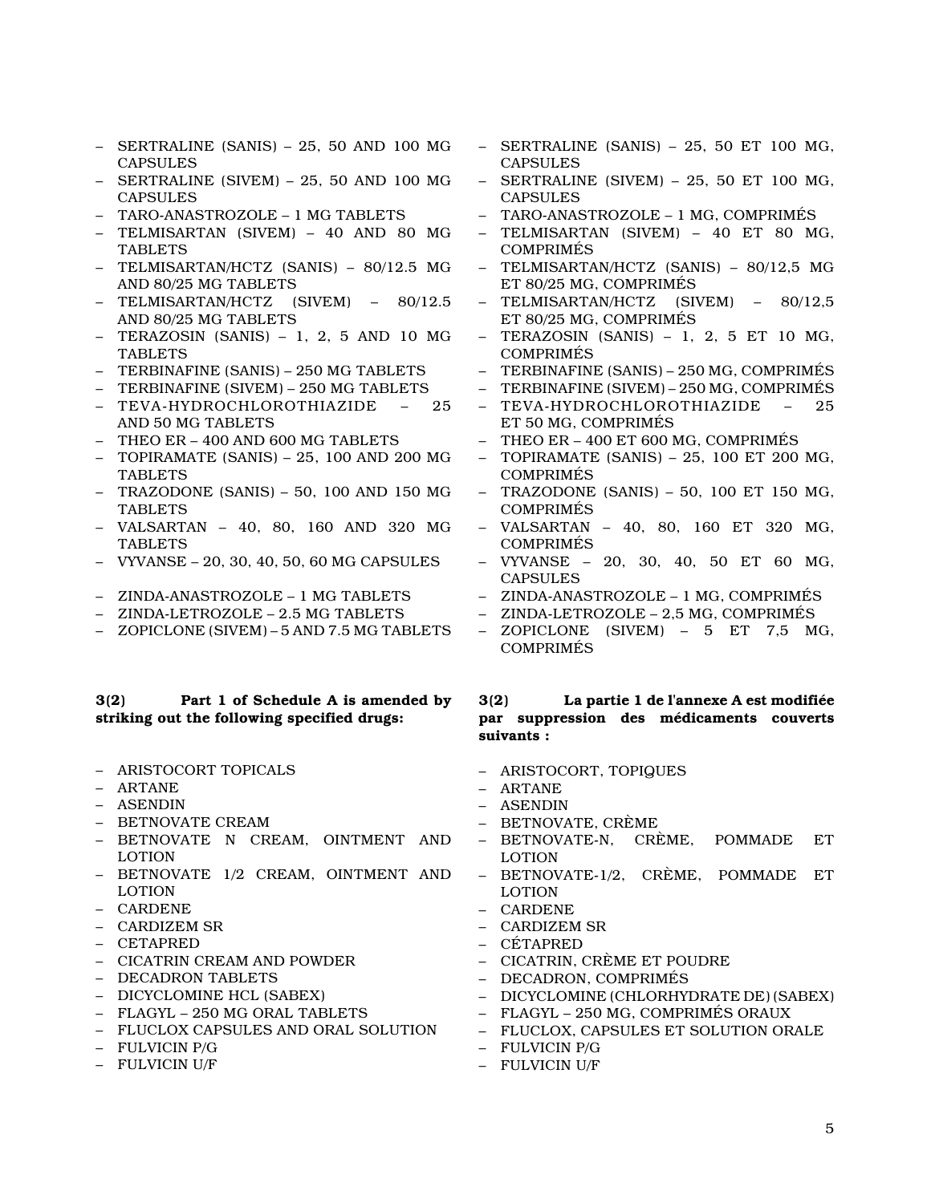- SERTRALINE (SANIS) – 25, 50 AND 100 MG CAPSULES
- SERTRALINE (SIVEM) – 25, 50 AND 100 MG CAPSULES
- TARO-ANASTROZOLE – 1 MG TABLETS
- TELMISARTAN (SIVEM) – 40 AND 80 MG TABLETS
- TELMISARTAN/HCTZ (SANIS) – 80/12.5 MG AND 80/25 MG TABLETS
- TELMISARTAN/HCTZ (SIVEM) – 80/12.5 AND 80/25 MG TABLETS
- TERAZOSIN (SANIS) – 1, 2, 5 AND 10 MG TABLETS
- TERBINAFINE (SANIS) – 250 MG TABLETS
- TERBINAFINE (SIVEM) – 250 MG TABLETS
- TEVA-HYDROCHLOROTHIAZIDE – 25 AND 50 MG TABLETS
- THEO ER – 400 AND 600 MG TABLETS
- TOPIRAMATE (SANIS) – 25, 100 AND 200 MG TABLETS
- TRAZODONE (SANIS) – 50, 100 AND 150 MG TABLETS
- VALSARTAN – 40, 80, 160 AND 320 MG TABLETS
- VYVANSE – 20, 30, 40, 50, 60 MG CAPSULES
- ZINDA-ANASTROZOLE – 1 MG TABLETS
- ZINDA-LETROZOLE – 2.5 MG TABLETS
- ZOPICLONE (SIVEM) – 5 AND 7.5 MG TABLETS

**3(2) Part 1 of Schedule A is amended by striking out the following specified drugs:**

- ARISTOCORT TOPICALS
- ARTANE
- ASENDIN
- BETNOVATE CREAM
- BETNOVATE N CREAM, OINTMENT AND LOTION
- BETNOVATE 1/2 CREAM, OINTMENT AND LOTION
- CARDENE
- CARDIZEM SR
- CETAPRED
- CICATRIN CREAM AND POWDER
- DECADRON TABLETS
- DICYCLOMINE HCL (SABEX)
- FLAGYL – 250 MG ORAL TABLETS
- FLUCLOX CAPSULES AND ORAL SOLUTION
- FULVICIN P/G
- FULVICIN U/F

- SERTRALINE (SANIS) – 25, 50 ET 100 MG, CAPSULES
- SERTRALINE (SIVEM) – 25, 50 ET 100 MG, CAPSULES
- TARO-ANASTROZOLE – 1 MG, COMPRIMÉS
- TELMISARTAN (SIVEM) – 40 ET 80 MG, COMPRIMÉS
- TELMISARTAN/HCTZ (SANIS) – 80/12,5 MG ET 80/25 MG, COMPRIMÉS
- TELMISARTAN/HCTZ (SIVEM) – 80/12,5 ET 80/25 MG, COMPRIMÉS
- TERAZOSIN (SANIS) – 1, 2, 5 ET 10 MG, COMPRIMÉS
- TERBINAFINE (SANIS) – 250 MG, COMPRIMÉS
- TERBINAFINE (SIVEM) – 250 MG, COMPRIMÉS
- TEVA-HYDROCHLOROTHIAZIDE – 25 ET 50 MG, COMPRIMÉS
- THEO ER – 400 ET 600 MG, COMPRIMÉS
- TOPIRAMATE (SANIS) – 25, 100 ET 200 MG, COMPRIMÉS
- TRAZODONE (SANIS) – 50, 100 ET 150 MG, COMPRIMÉS
- VALSARTAN – 40, 80, 160 ET 320 MG, COMPRIMÉS
- VYVANSE – 20, 30, 40, 50 ET 60 MG, CAPSULES
- ZINDA-ANASTROZOLE – 1 MG, COMPRIMÉS
- ZINDA-LETROZOLE – 2,5 MG, COMPRIMÉS
- ZOPICLONE (SIVEM) – 5 ET 7,5 MG, COMPRIMÉS

**3(2) La partie 1 de l'annexe A est modifiée par suppression des médicaments couverts suivants :**

- ARISTOCORT, TOPIQUES
- ARTANE
- ASENDIN
- BETNOVATE, CRÈME
- BETNOVATE-N, CRÈME, POMMADE ET LOTION
- BETNOVATE-1/2, CRÈME, POMMADE ET LOTION
- CARDENE
- CARDIZEM SR
- CÉTAPRED
- CICATRIN, CRÈME ET POUDRE
- DECADRON, COMPRIMÉS
- DICYCLOMINE (CHLORHYDRATE DE) (SABEX)
- FLAGYL – 250 MG, COMPRIMÉS ORAUX
- FLUCLOX, CAPSULES ET SOLUTION ORALE
- FULVICIN P/G
- FULVICIN U/F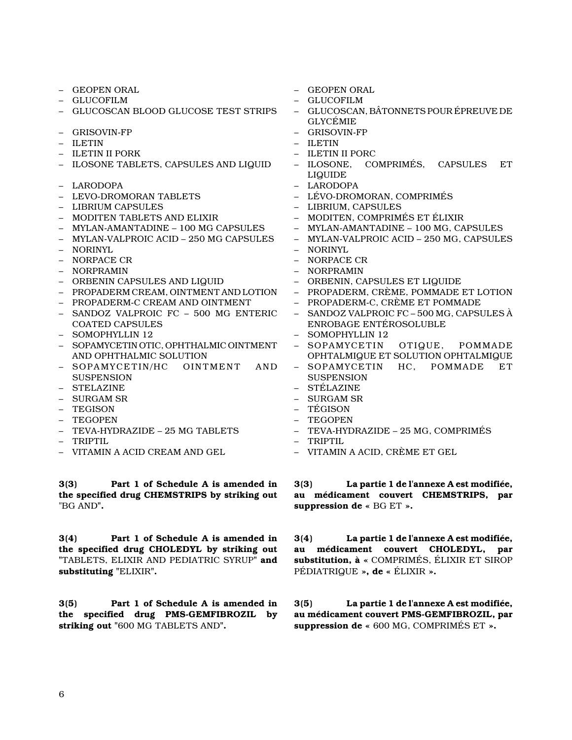- GEOPEN ORAL
- GLUCOFILM
- GLUCOSCAN BLOOD GLUCOSE TEST STRIPS
- GRISOVIN-FP
- ILETIN
- ILETIN II PORK
- ILOSONE TABLETS, CAPSULES AND LIQUID
- LARODOPA
- LEVO-DROMORAN TABLETS
- LIBRIUM CAPSULES
- MODITEN TABLETS AND ELIXIR
- MYLAN-AMANTADINE – 100 MG CAPSULES
- MYLAN-VALPROIC ACID – 250 MG CAPSULES
- NORINYL
- NORPACE CR
- NORPRAMIN
- ORBENIN CAPSULES AND LIQUID
- PROPADERM CREAM, OINTMENT AND LOTION
- PROPADERM-C CREAM AND OINTMENT
- SANDOZ VALPROIC FC – 500 MG ENTERIC COATED CAPSULES
- SOMOPHYLLIN 12
- SOPAMYCETIN OTIC, OPHTHALMIC OINTMENT AND OPHTHALMIC SOLUTION
- SOPAMYCETIN/HC OINTMENT AND SUSPENSION
- STELAZINE
- SURGAM SR
- TEGISON
- TEGOPEN
- TEVA-HYDRAZIDE – 25 MG TABLETS
- TRIPTIL
- VITAMIN A ACID CREAM AND GEL

**3(3) Part 1 of Schedule A is amended in the specified drug CHEMSTRIPS by striking out** "BG AND"**.**

**3(4) Part 1 of Schedule A is amended in the specified drug CHOLEDYL by striking out** "TABLETS, ELIXIR AND PEDIATRIC SYRUP" **and substituting** "ELIXIR"**.**

**3(5) Part 1 of Schedule A is amended in the specified drug PMS-GEMFIBROZIL by striking out** "600 MG TABLETS AND"**.**

- GEOPEN ORAL
- GLUCOFILM
- GLUCOSCAN, BÂTONNETS POUR ÉPREUVE DE GLYCÉMIE
- GRISOVIN-FP
- ILETIN
- ILETIN II PORC
- ILOSONE, COMPRIMÉS, CAPSULES ET LIQUIDE
- LARODOPA
- LÉVO-DROMORAN, COMPRIMÉS
- LIBRIUM, CAPSULES
- MODITEN, COMPRIMÉS ET ÉLIXIR
- MYLAN-AMANTADINE – 100 MG, CAPSULES
- MYLAN-VALPROIC ACID – 250 MG, CAPSULES
- NORINYL
- NORPACE CR
- NORPRAMIN
- ORBENIN, CAPSULES ET LIQUIDE
- PROPADERM, CRÈME, POMMADE ET LOTION
- PROPADERM-C, CRÈME ET POMMADE
- SANDOZ VALPROIC FC – 500 MG, CAPSULES À ENROBAGE ENTÉROSOLUBLE
- SOMOPHYLLIN 12
- SOPAMYCETIN OTIQUE, POMMADE OPHTALMIQUE ET SOLUTION OPHTALMIQUE
- SOPAMYCETIN HC, POMMADE ET SUSPENSION
- STÉLAZINE
- SURGAM SR
- TÉGISON
- TEGOPEN
- TEVA-HYDRAZIDE – 25 MG, COMPRIMÉS
- TRIPTIL
- VITAMIN A ACID, CRÈME ET GEL

**3(3) La partie 1 de l'annexe A est modifiée, au médicament couvert CHEMSTRIPS, par suppression de** « BG ET »**.**

**3(4) La partie 1 de l'annexe A est modifiée, au médicament couvert CHOLEDYL, par substitution, à** « COMPRIMÉS, ÉLIXIR ET SIROP PÉDIATRIQUE »**, de** « ÉLIXIR »**.**

**3(5) La partie 1 de l'annexe A est modifiée, au médicament couvert PMS-GEMFIBROZIL, par suppression de** « 600 MG, COMPRIMÉS ET »**.**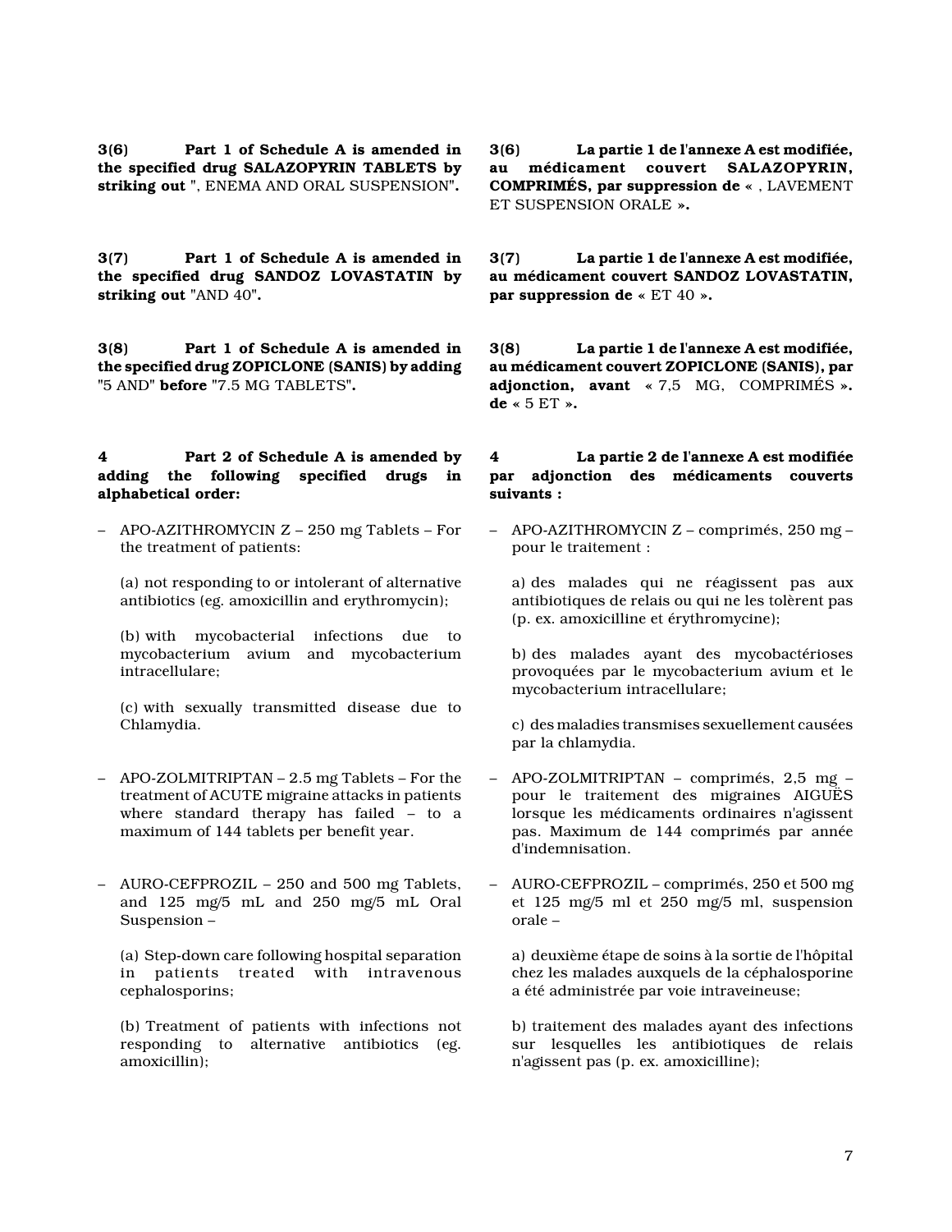**3(6) Part 1 of Schedule A is amended in the specified drug SALAZOPYRIN TABLETS by striking out** ", ENEMA AND ORAL SUSPENSION"**.**

**3(7) Part 1 of Schedule A is amended in the specified drug SANDOZ LOVASTATIN by striking out** "AND 40"**.**

**3(8) Part 1 of Schedule A is amended in the specified drug ZOPICLONE (SANIS) by adding** "5 AND" **before** "7.5 MG TABLETS"**.**

**4 Part 2 of Schedule A is amended by adding the following specified drugs in alphabetical order:**

– APO-AZITHROMYCIN Z – 250 mg Tablets – For the treatment of patients:

(a) not responding to or intolerant of alternative antibiotics (eg. amoxicillin and erythromycin);

(b) with mycobacterial infections due to mycobacterium avium and mycobacterium intracellulare;

(c) with sexually transmitted disease due to Chlamydia.

– APO-ZOLMITRIPTAN – 2.5 mg Tablets – For the treatment of ACUTE migraine attacks in patients where standard therapy has failed – to a maximum of 144 tablets per benefit year.

– AURO-CEFPROZIL – 250 and 500 mg Tablets, and 125 mg/5 mL and 250 mg/5 mL Oral Suspension –

(a) Step-down care following hospital separation in patients treated with intravenous cephalosporins;

(b) Treatment of patients with infections not responding to alternative antibiotics (eg. amoxicillin);

**3(6) La partie 1 de l'annexe A est modifiée, au médicament couvert SALAZOPYRIN, COMPRIMÉS, par suppression de** « , LAVEMENT ET SUSPENSION ORALE »**.**

**3(7) La partie 1 de l'annexe A est modifiée, au médicament couvert SANDOZ LOVASTATIN, par suppression de** « ET 40 »**.**

**3(8) La partie 1 de l'annexe A est modifiée, au médicament couvert ZOPICLONE (SANIS), par adjonction, avant** « 7,5 MG, COMPRIMÉS »**. de** « 5 ET »**.**

**4 La partie 2 de l'annexe A est modifiée par adjonction des médicaments couverts suivants :**

– APO-AZITHROMYCIN Z – comprimés, 250 mg – pour le traitement :

a) des malades qui ne réagissent pas aux antibiotiques de relais ou qui ne les tolèrent pas (p. ex. amoxicilline et érythromycine);

b) des malades ayant des mycobactérioses provoquées par le mycobacterium avium et le mycobacterium intracellulare;

c) des maladies transmises sexuellement causées par la chlamydia.

– APO-ZOLMITRIPTAN – comprimés, 2,5 mg – pour le traitement des migraines AIGUËS lorsque les médicaments ordinaires n'agissent pas. Maximum de 144 comprimés par année d'indemnisation.

– AURO-CEFPROZIL – comprimés, 250 et 500 mg et 125 mg/5 ml et 250 mg/5 ml, suspension orale –

a) deuxième étape de soins à la sortie de l'hôpital chez les malades auxquels de la céphalosporine a été administrée par voie intraveineuse;

b) traitement des malades ayant des infections sur lesquelles les antibiotiques de relais n'agissent pas (p. ex. amoxicilline);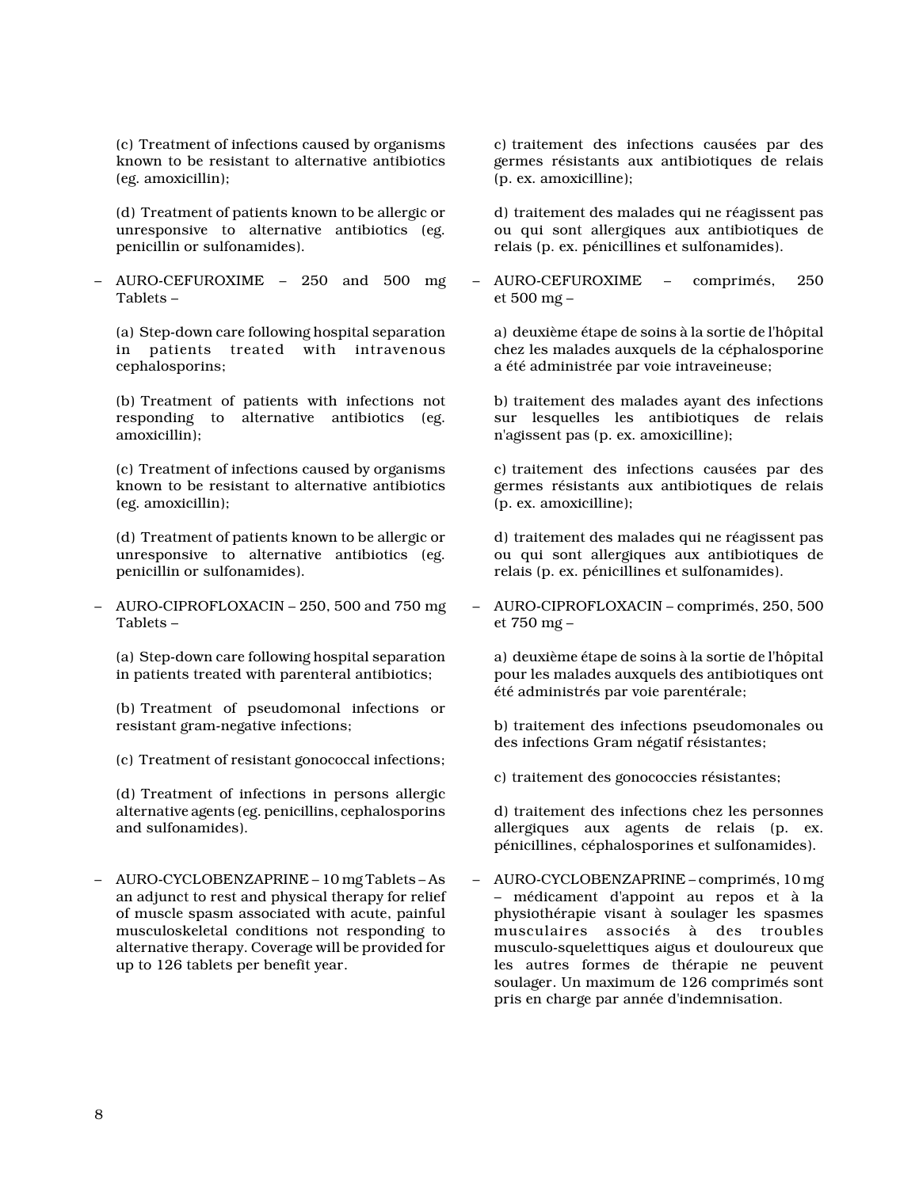(c) Treatment of infections caused by organisms known to be resistant to alternative antibiotics (eg. amoxicillin);

(d) Treatment of patients known to be allergic or unresponsive to alternative antibiotics (eg. penicillin or sulfonamides).

– AURO-CEFUROXIME – 250 and 500 mg Tablets –

(a) Step-down care following hospital separation in patients treated with intravenous cephalosporins;

(b) Treatment of patients with infections not responding to alternative antibiotics (eg. amoxicillin);

(c) Treatment of infections caused by organisms known to be resistant to alternative antibiotics (eg. amoxicillin);

(d) Treatment of patients known to be allergic or unresponsive to alternative antibiotics (eg. penicillin or sulfonamides).

– AURO-CIPROFLOXACIN – 250, 500 and 750 mg Tablets –

(a) Step-down care following hospital separation in patients treated with parenteral antibiotics;

(b) Treatment of pseudomonal infections or resistant gram-negative infections;

(c) Treatment of resistant gonococcal infections;

(d) Treatment of infections in persons allergic alternative agents (eg. penicillins, cephalosporins and sulfonamides).

– AURO-CYCLOBENZAPRINE – 10 mg Tablets – As an adjunct to rest and physical therapy for relief of muscle spasm associated with acute, painful musculoskeletal conditions not responding to alternative therapy. Coverage will be provided for up to 126 tablets per benefit year.

c) traitement des infections causées par des germes résistants aux antibiotiques de relais (p. ex. amoxicilline);

d) traitement des malades qui ne réagissent pas ou qui sont allergiques aux antibiotiques de relais (p. ex. pénicillines et sulfonamides).

– AURO-CEFUROXIME – comprimés, 250 et 500 mg –

a) deuxième étape de soins à la sortie de l'hôpital chez les malades auxquels de la céphalosporine a été administrée par voie intraveineuse;

b) traitement des malades ayant des infections sur lesquelles les antibiotiques de relais n'agissent pas (p. ex. amoxicilline);

c) traitement des infections causées par des germes résistants aux antibiotiques de relais (p. ex. amoxicilline);

d) traitement des malades qui ne réagissent pas ou qui sont allergiques aux antibiotiques de relais (p. ex. pénicillines et sulfonamides).

– AURO-CIPROFLOXACIN – comprimés, 250, 500 et 750 mg –

a) deuxième étape de soins à la sortie de l'hôpital pour les malades auxquels des antibiotiques ont été administrés par voie parentérale;

b) traitement des infections pseudomonales ou des infections Gram négatif résistantes;

c) traitement des gonococcies résistantes;

d) traitement des infections chez les personnes allergiques aux agents de relais (p. ex. pénicillines, céphalosporines et sulfonamides).

– AURO-CYCLOBENZAPRINE – comprimés, 10 mg – médicament d'appoint au repos et à la physiothérapie visant à soulager les spasmes musculaires associés à des troubles musculo-squelettiques aigus et douloureux que les autres formes de thérapie ne peuvent soulager. Un maximum de 126 comprimés sont pris en charge par année d'indemnisation.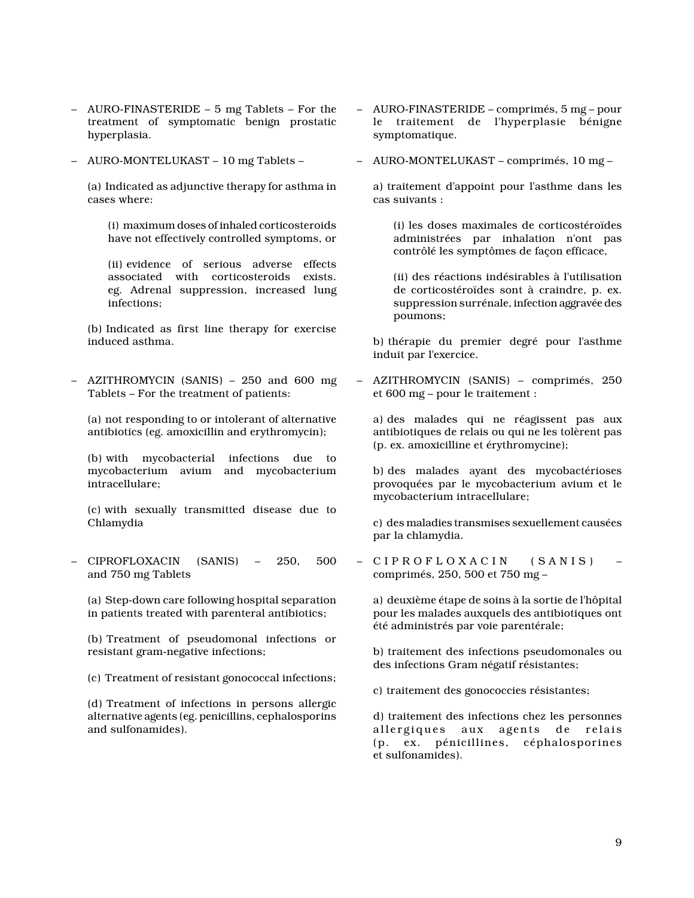– AURO-FINASTERIDE – 5 mg Tablets – For the treatment of symptomatic benign prostatic hyperplasia.

– AURO-MONTELUKAST – 10 mg Tablets –

(a) Indicated as adjunctive therapy for asthma in cases where:

(i) maximum doses of inhaled corticosteroids have not effectively controlled symptoms, or

(ii) evidence of serious adverse effects associated with corticosteroids exists. eg. Adrenal suppression, increased lung infections;

(b) Indicated as first line therapy for exercise induced asthma.

– AZITHROMYCIN (SANIS) – 250 and 600 mg Tablets – For the treatment of patients:

(a) not responding to or intolerant of alternative antibiotics (eg. amoxicillin and erythromycin);

(b) with mycobacterial infections due to mycobacterium avium and mycobacterium intracellulare;

(c) with sexually transmitted disease due to Chlamydia

– CIPROFLOXACIN (SANIS) – 250, 500 and 750 mg Tablets

(a) Step-down care following hospital separation in patients treated with parenteral antibiotics;

(b) Treatment of pseudomonal infections or resistant gram-negative infections;

(c) Treatment of resistant gonococcal infections;

(d) Treatment of infections in persons allergic alternative agents (eg. penicillins, cephalosporins and sulfonamides).

– AURO-FINASTERIDE – comprimés, 5 mg – pour le traitement de l'hyperplasie bénigne symptomatique.

– AURO-MONTELUKAST – comprimés, 10 mg –

a) traitement d'appoint pour l'asthme dans les cas suivants :

(i) les doses maximales de corticostéroïdes administrées par inhalation n'ont pas contrôlé les symptômes de façon efficace,

(ii) des réactions indésirables à l'utilisation de corticostéroïdes sont à craindre, p. ex. suppression surrénale, infection aggravée des poumons;

b) thérapie du premier degré pour l'asthme induit par l'exercice.

– AZITHROMYCIN (SANIS) – comprimés, 250 et 600 mg – pour le traitement :

a) des malades qui ne réagissent pas aux antibiotiques de relais ou qui ne les tolèrent pas (p. ex. amoxicilline et érythromycine);

b) des malades ayant des mycobactérioses provoquées par le mycobacterium avium et le mycobacterium intracellulare;

c) des maladies transmises sexuellement causées par la chlamydia.

– CIPROFLOXACIN (SANIS) – comprimés, 250, 500 et 750 mg –

a) deuxième étape de soins à la sortie de l'hôpital pour les malades auxquels des antibiotiques ont été administrés par voie parentérale;

b) traitement des infections pseudomonales ou des infections Gram négatif résistantes;

c) traitement des gonococcies résistantes;

d) traitement des infections chez les personnes allergiques aux agents de relais (p. ex. pénicillines, céphalosporines et sulfonamides).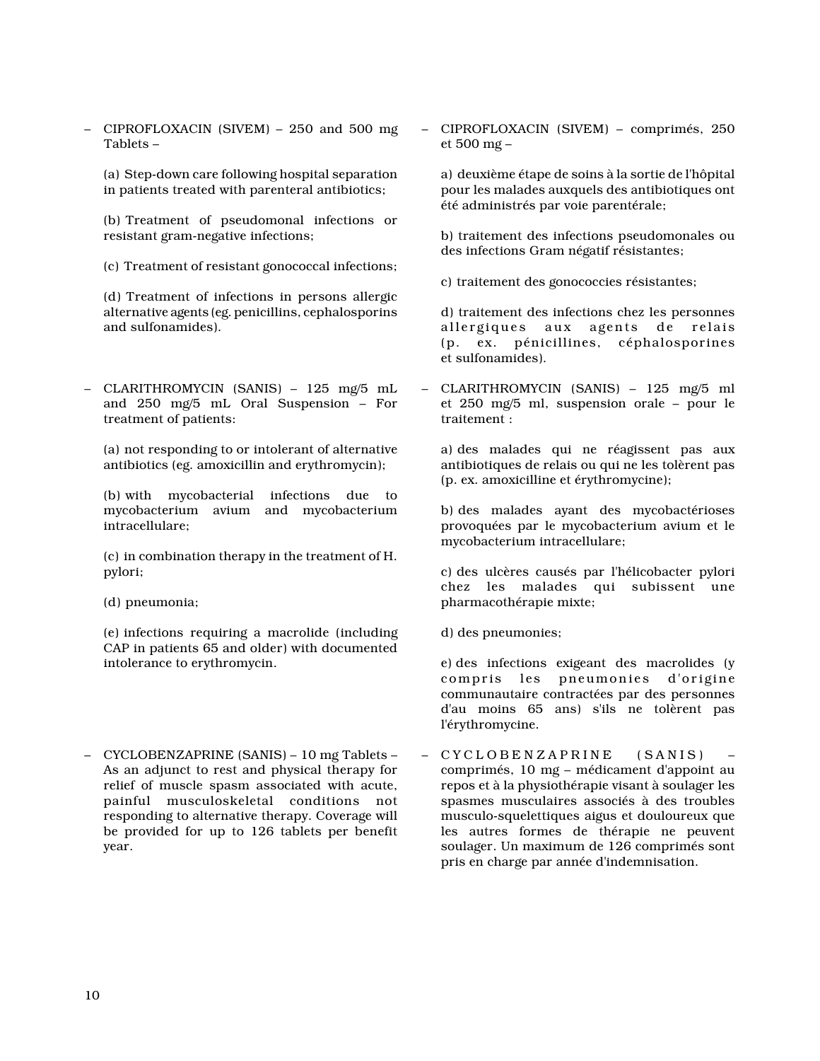– CIPROFLOXACIN (SIVEM) – 250 and 500 mg Tablets –

(a) Step-down care following hospital separation in patients treated with parenteral antibiotics;

(b) Treatment of pseudomonal infections or resistant gram-negative infections;

(c) Treatment of resistant gonococcal infections;

(d) Treatment of infections in persons allergic alternative agents (eg. penicillins, cephalosporins and sulfonamides).

– CLARITHROMYCIN (SANIS) – 125 mg/5 mL and 250 mg/5 mL Oral Suspension – For treatment of patients:

(a) not responding to or intolerant of alternative antibiotics (eg. amoxicillin and erythromycin);

(b) with mycobacterial infections due to mycobacterium avium and mycobacterium intracellulare;

(c) in combination therapy in the treatment of H. pylori;

(d) pneumonia;

(e) infections requiring a macrolide (including CAP in patients 65 and older) with documented intolerance to erythromycin.

– CYCLOBENZAPRINE (SANIS) – 10 mg Tablets – As an adjunct to rest and physical therapy for relief of muscle spasm associated with acute, painful musculoskeletal conditions not responding to alternative therapy. Coverage will be provided for up to 126 tablets per benefit year.

– CIPROFLOXACIN (SIVEM) – comprimés, 250 et 500 mg –

a) deuxième étape de soins à la sortie de l'hôpital pour les malades auxquels des antibiotiques ont été administrés par voie parentérale;

b) traitement des infections pseudomonales ou des infections Gram négatif résistantes;

c) traitement des gonococcies résistantes;

d) traitement des infections chez les personnes allergiques aux agents de relais (p. ex. pénicillines, céphalosporines et sulfonamides).

– CLARITHROMYCIN (SANIS) – 125 mg/5 ml et 250 mg/5 ml, suspension orale – pour le traitement :

a) des malades qui ne réagissent pas aux antibiotiques de relais ou qui ne les tolèrent pas (p. ex. amoxicilline et érythromycine);

b) des malades ayant des mycobactérioses provoquées par le mycobacterium avium et le mycobacterium intracellulare;

c) des ulcères causés par l'hélicobacter pylori chez les malades qui subissent une pharmacothérapie mixte;

d) des pneumonies;

e) des infections exigeant des macrolides (y compris les pneumonies d'origine communautaire contractées par des personnes d'au moins 65 ans) s'ils ne tolèrent pas l'érythromycine.

– CYCLOBENZAPRINE (SANIS) – comprimés, 10 mg – médicament d'appoint au repos et à la physiothérapie visant à soulager les spasmes musculaires associés à des troubles musculo-squelettiques aigus et douloureux que les autres formes de thérapie ne peuvent soulager. Un maximum de 126 comprimés sont pris en charge par année d'indemnisation.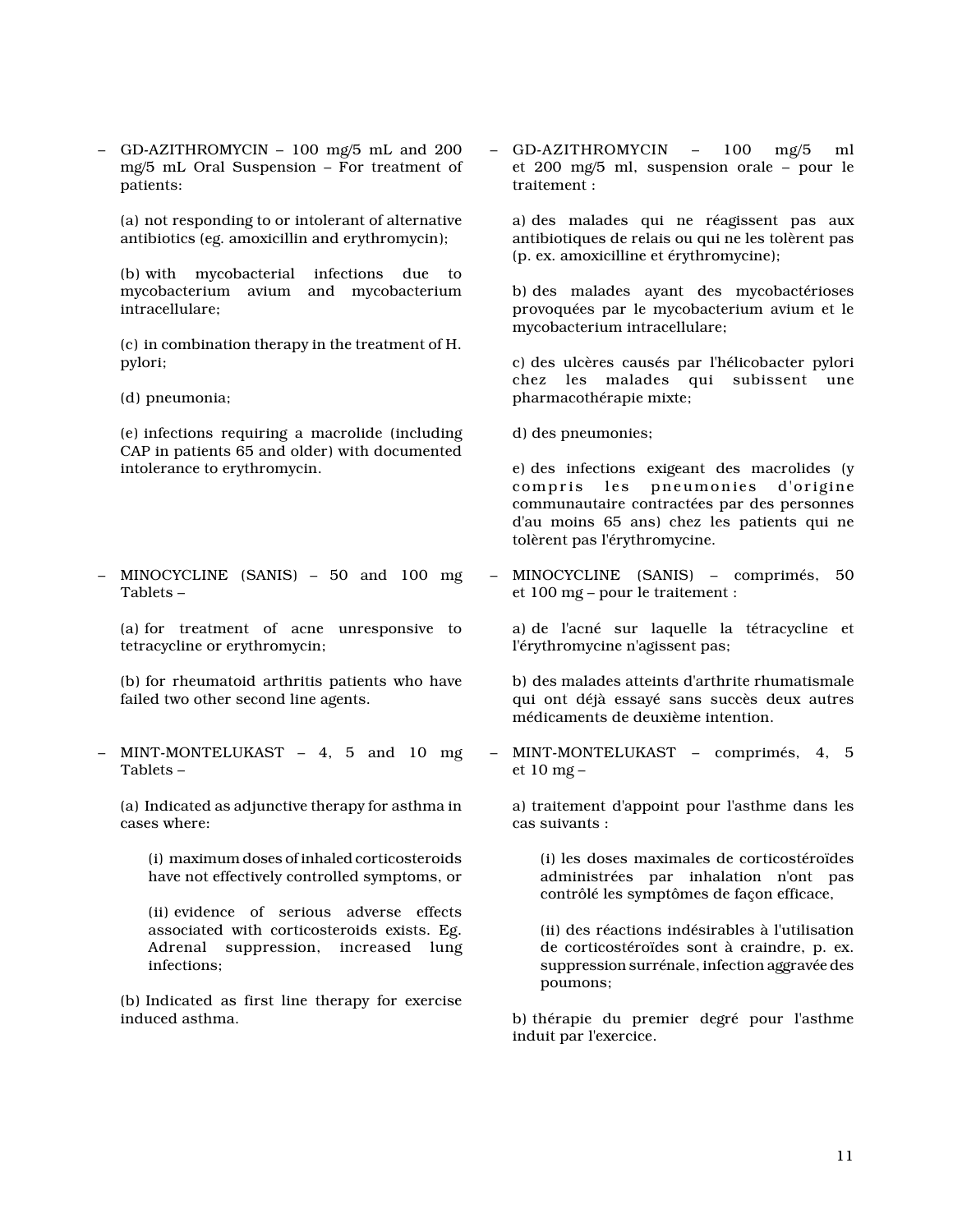– GD-AZITHROMYCIN – 100 mg/5 mL and 200 mg/5 mL Oral Suspension – For treatment of patients:

(a) not responding to or intolerant of alternative antibiotics (eg. amoxicillin and erythromycin);

(b) with mycobacterial infections due to mycobacterium avium and mycobacterium intracellulare;

(c) in combination therapy in the treatment of H. pylori;

(d) pneumonia;

(e) infections requiring a macrolide (including CAP in patients 65 and older) with documented intolerance to erythromycin.

– MINOCYCLINE (SANIS) – 50 and 100 mg Tablets –

(a) for treatment of acne unresponsive to tetracycline or erythromycin;

(b) for rheumatoid arthritis patients who have failed two other second line agents.

– MINT-MONTELUKAST – 4, 5 and 10 mg Tablets –

(a) Indicated as adjunctive therapy for asthma in cases where:

(i) maximum doses of inhaled corticosteroids have not effectively controlled symptoms, or

(ii) evidence of serious adverse effects associated with corticosteroids exists. Eg. Adrenal suppression, increased lung infections;

(b) Indicated as first line therapy for exercise induced asthma.

– GD-AZITHROMYCIN – 100 mg/5 ml et 200 mg/5 ml, suspension orale – pour le traitement :

a) des malades qui ne réagissent pas aux antibiotiques de relais ou qui ne les tolèrent pas (p. ex. amoxicilline et érythromycine);

b) des malades ayant des mycobactérioses provoquées par le mycobacterium avium et le mycobacterium intracellulare;

c) des ulcères causés par l'hélicobacter pylori chez les malades qui subissent une pharmacothérapie mixte;

d) des pneumonies;

e) des infections exigeant des macrolides (y compris les pneumonies d'origine communautaire contractées par des personnes d'au moins 65 ans) chez les patients qui ne tolèrent pas l'érythromycine.

– MINOCYCLINE (SANIS) – comprimés, 50 et 100 mg – pour le traitement :

a) de l'acné sur laquelle la tétracycline et l'érythromycine n'agissent pas;

b) des malades atteints d'arthrite rhumatismale qui ont déjà essayé sans succès deux autres médicaments de deuxième intention.

– MINT-MONTELUKAST – comprimés, 4, 5 et 10 mg –

a) traitement d'appoint pour l'asthme dans les cas suivants :

(i) les doses maximales de corticostéroïdes administrées par inhalation n'ont pas contrôlé les symptômes de façon efficace,

(ii) des réactions indésirables à l'utilisation de corticostéroïdes sont à craindre, p. ex. suppression surrénale, infection aggravée des poumons;

b) thérapie du premier degré pour l'asthme induit par l'exercice.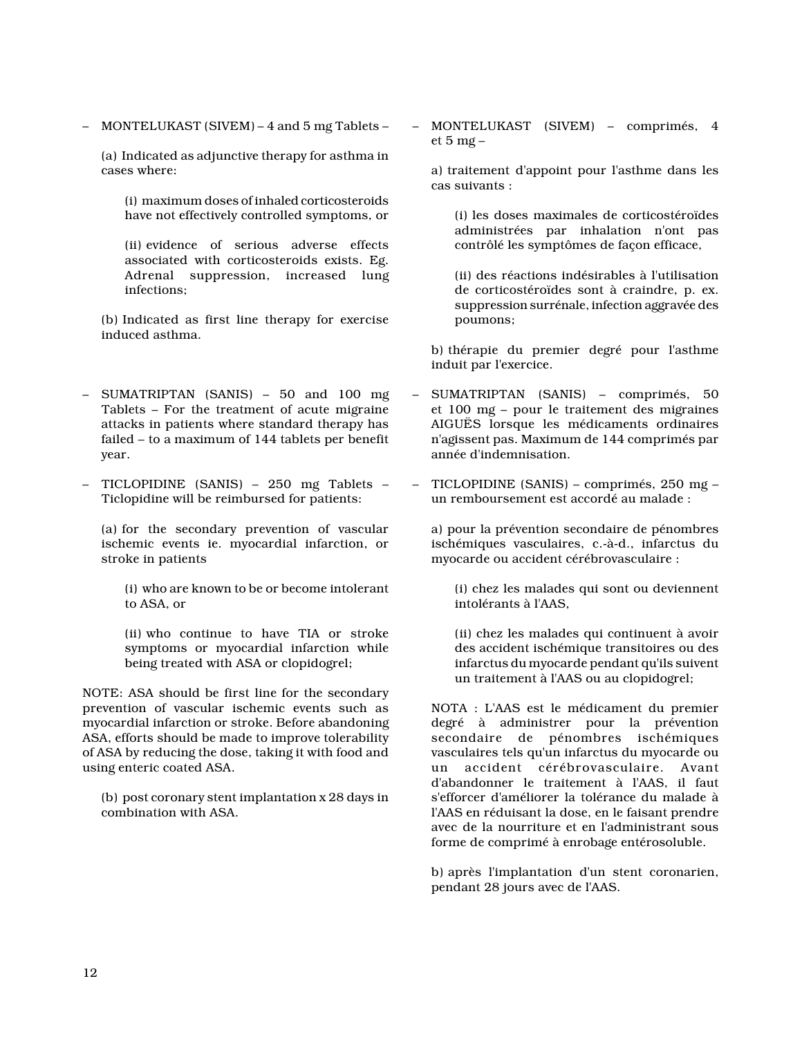– MONTELUKAST (SIVEM) – 4 and 5 mg Tablets –

(a) Indicated as adjunctive therapy for asthma in cases where:

(i) maximum doses of inhaled corticosteroids have not effectively controlled symptoms, or

(ii) evidence of serious adverse effects associated with corticosteroids exists. Eg. Adrenal suppression, increased lung infections;

(b) Indicated as first line therapy for exercise induced asthma.

– SUMATRIPTAN (SANIS) – 50 and 100 mg Tablets – For the treatment of acute migraine attacks in patients where standard therapy has failed – to a maximum of 144 tablets per benefit year.

– TICLOPIDINE (SANIS) – 250 mg Tablets – Ticlopidine will be reimbursed for patients:

(a) for the secondary prevention of vascular ischemic events ie. myocardial infarction, or stroke in patients

(i) who are known to be or become intolerant to ASA, or

(ii) who continue to have TIA or stroke symptoms or myocardial infarction while being treated with ASA or clopidogrel;

NOTE: ASA should be first line for the secondary prevention of vascular ischemic events such as myocardial infarction or stroke. Before abandoning ASA, efforts should be made to improve tolerability of ASA by reducing the dose, taking it with food and using enteric coated ASA.

(b) post coronary stent implantation x 28 days in combination with ASA.

– MONTELUKAST (SIVEM) – comprimés, 4 et 5 mg –

a) traitement d'appoint pour l'asthme dans les cas suivants :

(i) les doses maximales de corticostéroïdes administrées par inhalation n'ont pas contrôlé les symptômes de façon efficace,

(ii) des réactions indésirables à l'utilisation de corticostéroïdes sont à craindre, p. ex. suppression surrénale, infection aggravée des poumons;

b) thérapie du premier degré pour l'asthme induit par l'exercice.

– SUMATRIPTAN (SANIS) – comprimés, 50 et 100 mg – pour le traitement des migraines AIGUËS lorsque les médicaments ordinaires n'agissent pas. Maximum de 144 comprimés par année d'indemnisation.

– TICLOPIDINE (SANIS) – comprimés, 250 mg – un remboursement est accordé au malade :

a) pour la prévention secondaire de pénombres ischémiques vasculaires, c.-à-d., infarctus du myocarde ou accident cérébrovasculaire :

(i) chez les malades qui sont ou deviennent intolérants à l'AAS,

(ii) chez les malades qui continuent à avoir des accident ischémique transitoires ou des infarctus du myocarde pendant qu'ils suivent un traitement à l'AAS ou au clopidogrel;

NOTA : L'AAS est le médicament du premier degré à administrer pour la prévention secondaire de pénombres ischémiques vasculaires tels qu'un infarctus du myocarde ou un accident cérébrovasculaire. Avant d'abandonner le traitement à l'AAS, il faut s'efforcer d'améliorer la tolérance du malade à l'AAS en réduisant la dose, en le faisant prendre avec de la nourriture et en l'administrant sous forme de comprimé à enrobage entérosoluble.

b) après l'implantation d'un stent coronarien, pendant 28 jours avec de l'AAS.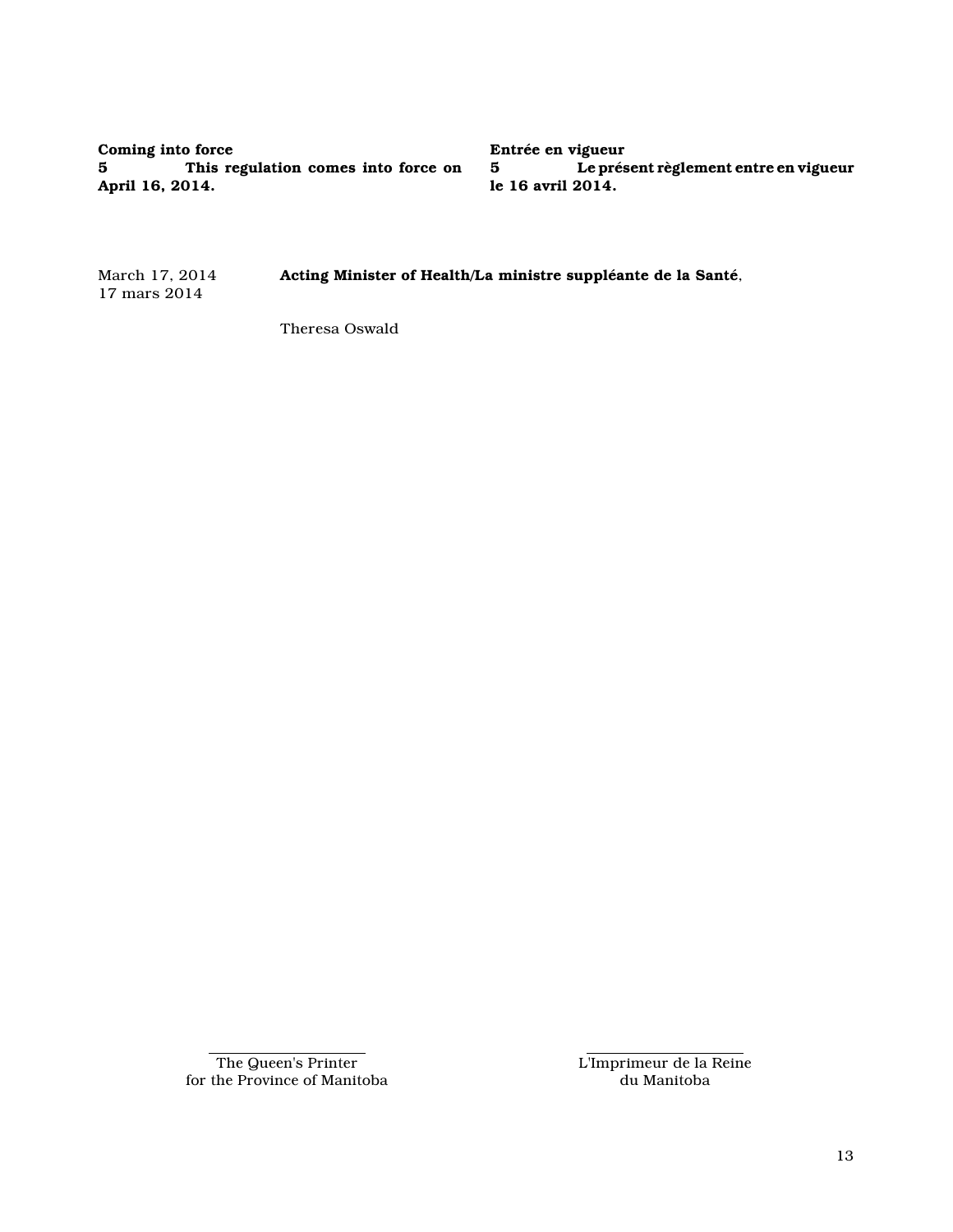**Coming into force**

**5** **This regulation comes into force on April 16, 2014.**

**Entrée en vigueur**

**5** **Le présent règlement entre en vigueur le 16 avril 2014.**

March 17, 2014
17 mars 2014

**Acting Minister of Health/La ministre suppléante de la Santé**,

Theresa Oswald

The Queen's Printer
for the Province of Manitoba

L'Imprimeur de la Reine
du Manitoba